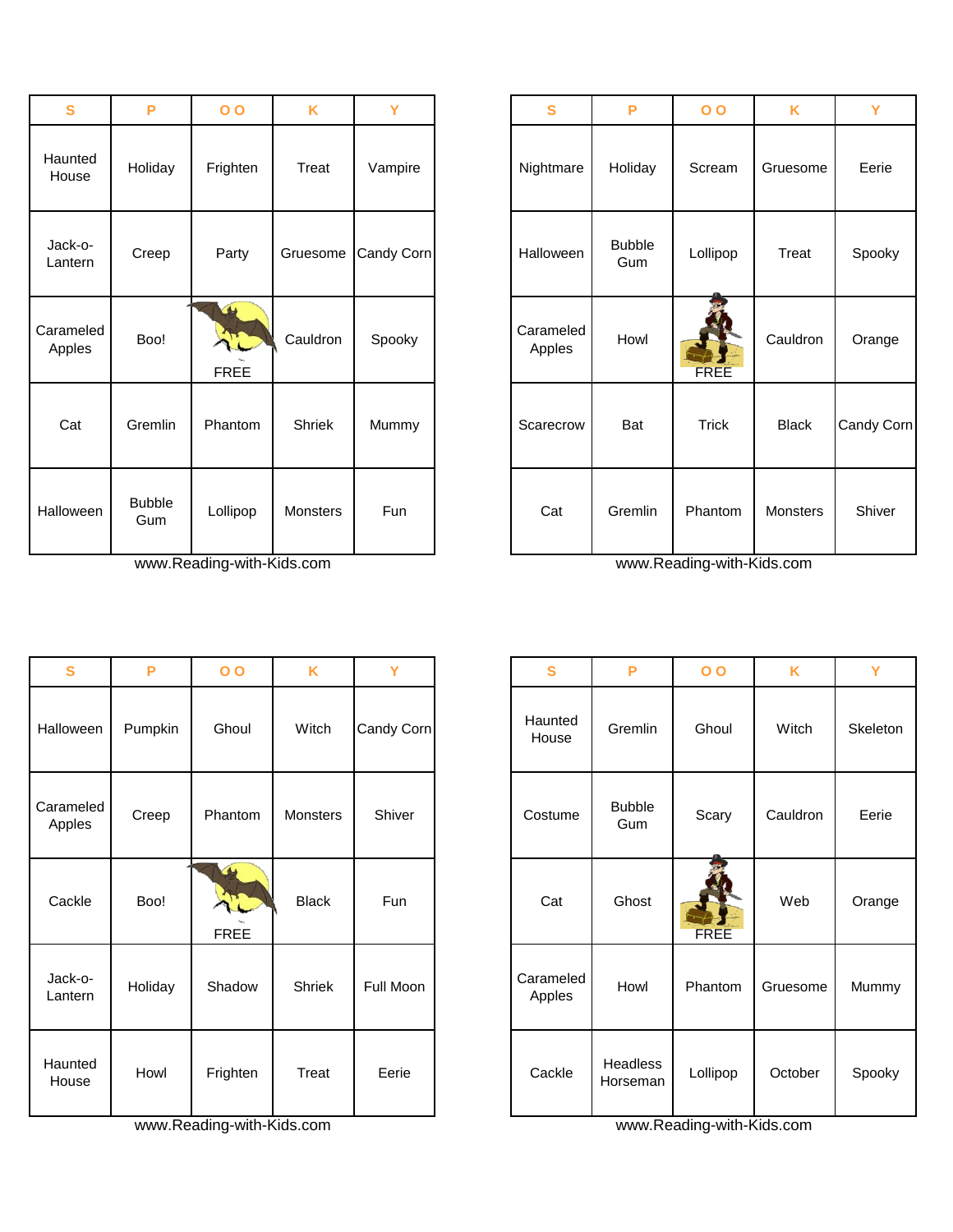| S | P | O O | K | Y |
|---|---|---|---|---|
| Haunted House | Holiday | Frighten | Treat | Vampire |
| Jack-o-Lantern | Creep | Party | Gruesome | Candy Corn |
| Carameled Apples | Boo! | FREE | Cauldron | Spooky |
| Cat | Gremlin | Phantom | Shriek | Mummy |
| Halloween | Bubble Gum | Lollipop | Monsters | Fun |

www.Reading-with-Kids.com

| S | P | O O | K | Y |
|---|---|---|---|---|
| Nightmare | Holiday | Scream | Gruesome | Eerie |
| Halloween | Bubble Gum | Lollipop | Treat | Spooky |
| Carameled Apples | Howl | FREE | Cauldron | Orange |
| Scarecrow | Bat | Trick | Black | Candy Corn |
| Cat | Gremlin | Phantom | Monsters | Shiver |

www.Reading-with-Kids.com

| S | P | O O | K | Y |
|---|---|---|---|---|
| Halloween | Pumpkin | Ghoul | Witch | Candy Corn |
| Carameled Apples | Creep | Phantom | Monsters | Shiver |
| Cackle | Boo! | FREE | Black | Fun |
| Jack-o-Lantern | Holiday | Shadow | Shriek | Full Moon |
| Haunted House | Howl | Frighten | Treat | Eerie |

www.Reading-with-Kids.com

| S | P | O O | K | Y |
|---|---|---|---|---|
| Haunted House | Gremlin | Ghoul | Witch | Skeleton |
| Costume | Bubble Gum | Scary | Cauldron | Eerie |
| Cat | Ghost | FREE | Web | Orange |
| Carameled Apples | Howl | Phantom | Gruesome | Mummy |
| Cackle | Headless Horseman | Lollipop | October | Spooky |

www.Reading-with-Kids.com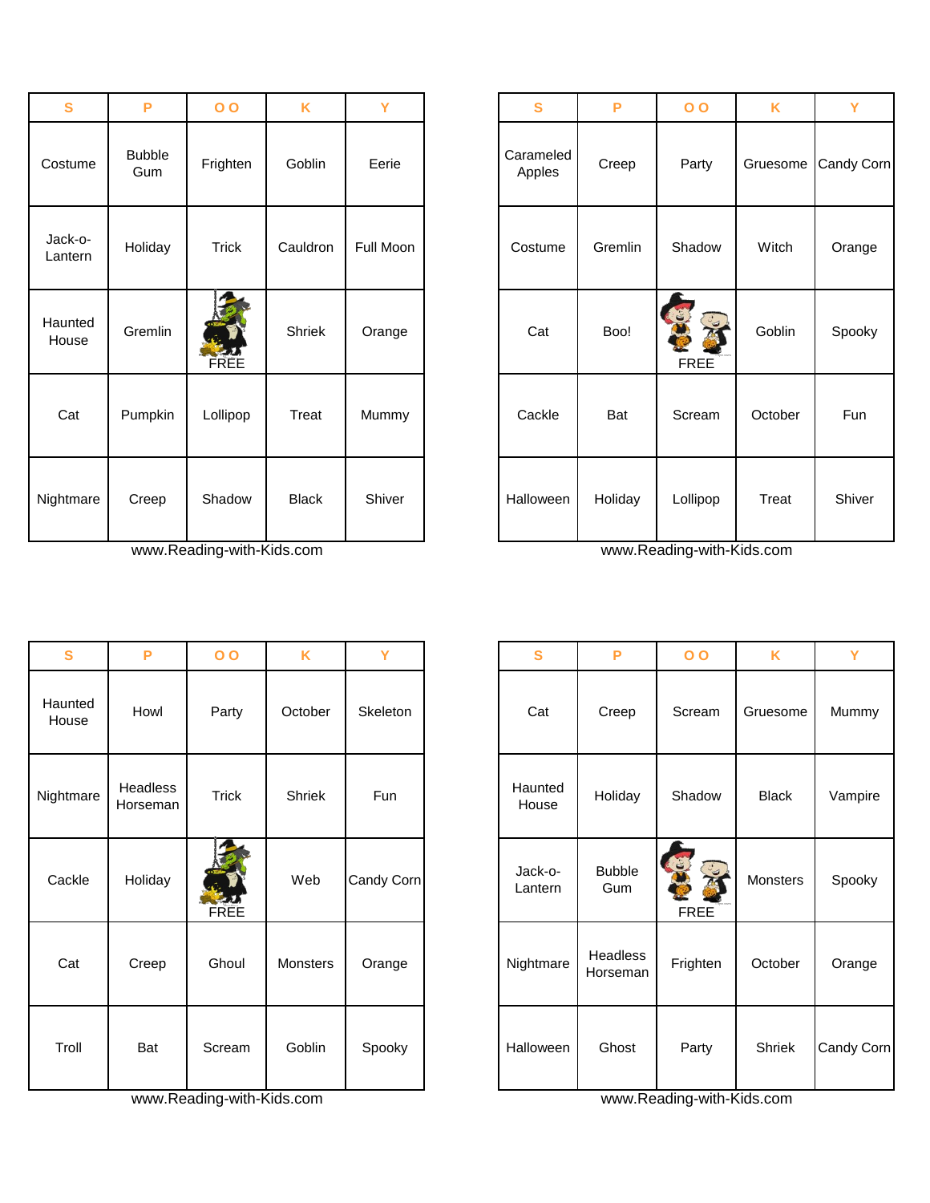| S | P | O O | K | Y |
|---|---|---|---|---|
| Costume | Bubble Gum | Frighten | Goblin | Eerie |
| Jack-o-Lantern | Holiday | Trick | Cauldron | Full Moon |
| Haunted House | Gremlin | FREE | Shriek | Orange |
| Cat | Pumpkin | Lollipop | Treat | Mummy |
| Nightmare | Creep | Shadow | Black | Shiver |

www.Reading-with-Kids.com

| S | P | O O | K | Y |
|---|---|---|---|---|
| Carameled Apples | Creep | Party | Gruesome | Candy Corn |
| Costume | Gremlin | Shadow | Witch | Orange |
| Cat | Boo! | FREE | Goblin | Spooky |
| Cackle | Bat | Scream | October | Fun |
| Halloween | Holiday | Lollipop | Treat | Shiver |

www.Reading-with-Kids.com

| S | P | O O | K | Y |
|---|---|---|---|---|
| Haunted House | Howl | Party | October | Skeleton |
| Nightmare | Headless Horseman | Trick | Shriek | Fun |
| Cackle | Holiday | FREE | Web | Candy Corn |
| Cat | Creep | Ghoul | Monsters | Orange |
| Troll | Bat | Scream | Goblin | Spooky |

www.Reading-with-Kids.com

| S | P | O O | K | Y |
|---|---|---|---|---|
| Cat | Creep | Scream | Gruesome | Mummy |
| Haunted House | Holiday | Shadow | Black | Vampire |
| Jack-o-Lantern | Bubble Gum | FREE | Monsters | Spooky |
| Nightmare | Headless Horseman | Frighten | October | Orange |
| Halloween | Ghost | Party | Shriek | Candy Corn |

www.Reading-with-Kids.com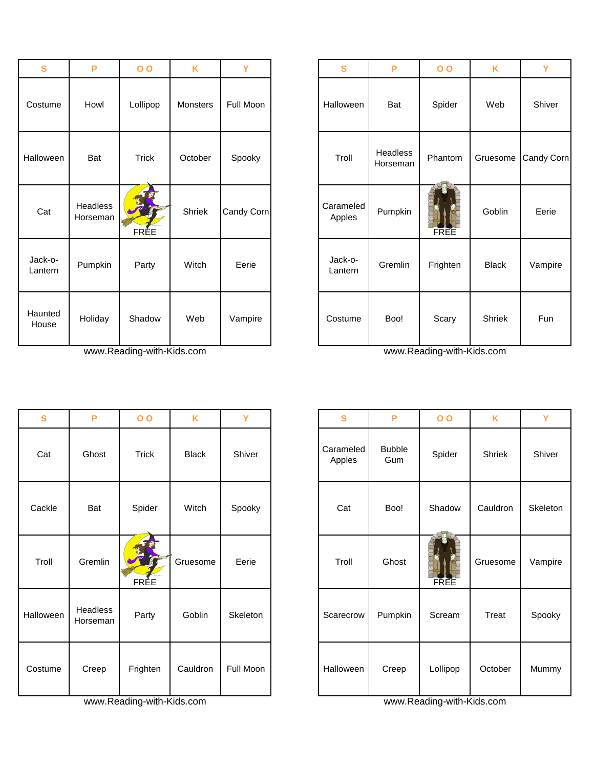| S | P | O O | K | Y |
|---|---|---|---|---|
| Costume | Howl | Lollipop | Monsters | Full Moon |
| Halloween | Bat | Trick | October | Spooky |
| Cat | Headless Horseman | FREE | Shriek | Candy Corn |
| Jack-o-Lantern | Pumpkin | Party | Witch | Eerie |
| Haunted House | Holiday | Shadow | Web | Vampire |

www.Reading-with-Kids.com

| S | P | O O | K | Y |
|---|---|---|---|---|
| Halloween | Bat | Spider | Web | Shiver |
| Troll | Headless Horseman | Phantom | Gruesome | Candy Corn |
| Carameled Apples | Pumpkin | FREE | Goblin | Eerie |
| Jack-o-Lantern | Gremlin | Frighten | Black | Vampire |
| Costume | Boo! | Scary | Shriek | Fun |

www.Reading-with-Kids.com

| S | P | O O | K | Y |
|---|---|---|---|---|
| Cat | Ghost | Trick | Black | Shiver |
| Cackle | Bat | Spider | Witch | Spooky |
| Troll | Gremlin | FREE | Gruesome | Eerie |
| Halloween | Headless Horseman | Party | Goblin | Skeleton |
| Costume | Creep | Frighten | Cauldron | Full Moon |

www.Reading-with-Kids.com

| S | P | O O | K | Y |
|---|---|---|---|---|
| Carameled Apples | Bubble Gum | Spider | Shriek | Shiver |
| Cat | Boo! | Shadow | Cauldron | Skeleton |
| Troll | Ghost | FREE | Gruesome | Vampire |
| Scarecrow | Pumpkin | Scream | Treat | Spooky |
| Halloween | Creep | Lollipop | October | Mummy |

www.Reading-with-Kids.com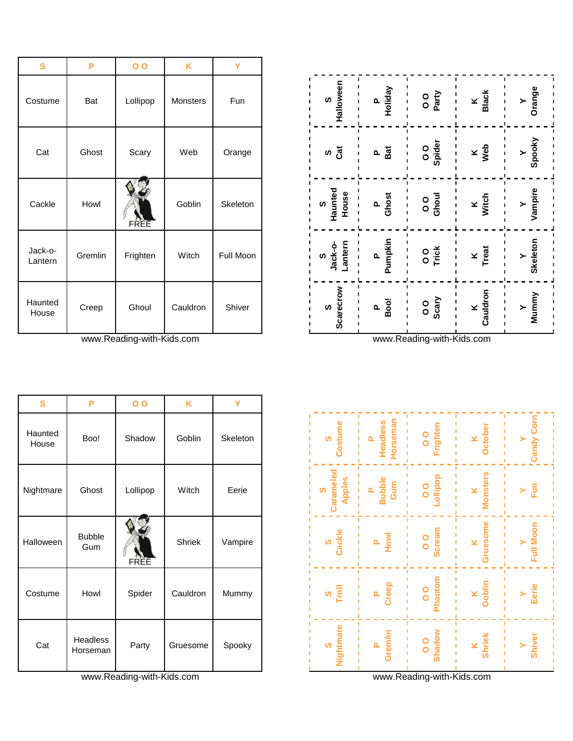| S | P | O O | K | Y |
|---|---|---|---|---|
| Costume | Bat | Lollipop | Monsters | Fun |
| Cat | Ghost | Scary | Web | Orange |
| Cackle | Howl | FREE | Goblin | Skeleton |
| Jack-o-Lantern | Gremlin | Frighten | Witch | Full Moon |
| Haunted House | Creep | Ghoul | Cauldron | Shiver |

www.Reading-with-Kids.com

| | | | | |
|---|---|---|---|---|
| S Halloween | P Holiday | O O Party | K Black | Y Orange |
| S Cat | P Bat | O O Spider | K Web | Y Spooky |
| S Haunted House | P Ghost | O O Ghoul | K Witch | Y Vampire |
| S Jack-o-Lantern | P Pumpkin | O O Trick | K Treat | Y Skeleton |
| S Scarecrow | P Boo! | O O Scary | K Cauldron | Y Mummy |

www.Reading-with-Kids.com

| S | P | O O | K | Y |
|---|---|---|---|---|
| Haunted House | Boo! | Shadow | Goblin | Skeleton |
| Nightmare | Ghost | Lollipop | Witch | Eerie |
| Halloween | Bubble Gum | FREE | Shriek | Vampire |
| Costume | Howl | Spider | Cauldron | Mummy |
| Cat | Headless Horseman | Party | Gruesome | Spooky |

www.Reading-with-Kids.com

| | | | | |
|---|---|---|---|---|
| S Costume | P Headless Horseman | O O Frighten | K October | Y Candy Corn |
| S Carameled Apples | P Bubble Gum | O O Lollipop | K Monsters | Y Fun |
| S Cackle | P Howl | O O Scream | K Gruesome | Y Full Moon |
| S Troll | P Creep | O O Phantom | K Goblin | Y Eerie |
| S Nightmare | P Gremlin | O O Shadow | K Shriek | Y Shiver |

www.Reading-with-Kids.com